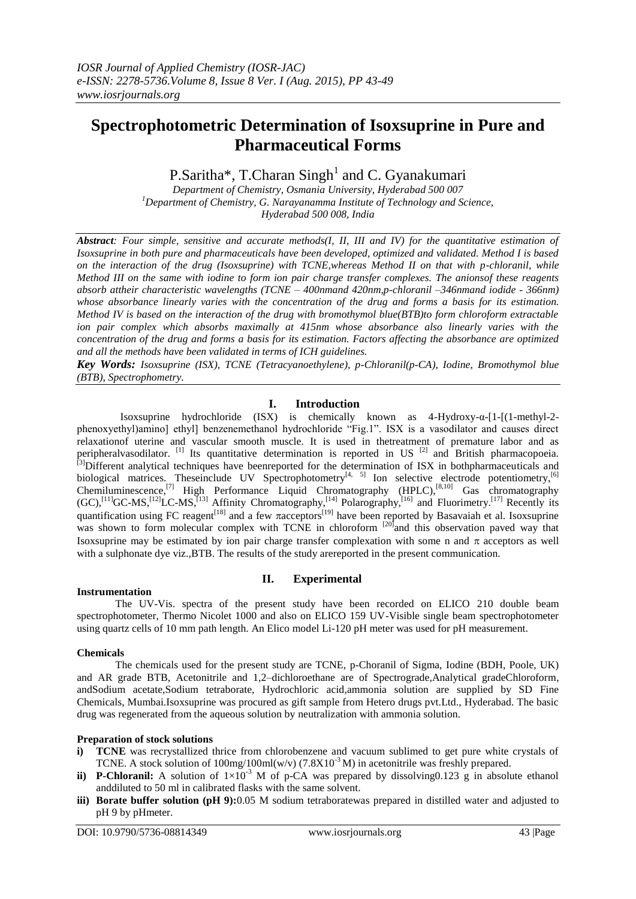# Spectrophotometric Determination of Isoxsuprine in Pure and Pharmaceutical Forms

P.Saritha*, T.Charan Singh[1] and C. Gyanakumari

*Department of Chemistry, Osmania University, Hyderabad 500 007*
*[1]Department of Chemistry, G. Narayanamma Institute of Technology and Science, Hyderabad 500 008, India*

***Abstract**: Four simple, sensitive and accurate methods(I, II, III and IV) for the quantitative estimation of Isoxsuprine in both pure and pharmaceuticals have been developed, optimized and validated. Method I is based on the interaction of the drug (Isoxsuprine) with TCNE,whereas Method II on that with p-chloranil, while Method III on the same with iodine to form ion pair charge transfer complexes. The anionsof these reagents absorb attheir characteristic wavelengths (TCNE – 400nmand 420nm,p-chloranil –346nmand iodide - 366nm) whose absorbance linearly varies with the concentration of the drug and forms a basis for its estimation. Method IV is based on the interaction of the drug with bromothymol blue(BTB)to form chloroform extractable ion pair complex which absorbs maximally at 415nm whose absorbance also linearly varies with the concentration of the drug and forms a basis for its estimation. Factors affecting the absorbance are optimized and all the methods have been validated in terms of ICH guidelines.*

***Key Words:** Isoxsuprine (ISX), TCNE (Tetracyanoethylene), p-Chloranil(p-CA), Iodine, Bromothymol blue (BTB), Spectrophotometry.*

## I. Introduction

Isoxsuprine hydrochloride (ISX) is chemically known as 4-Hydroxy-α-[1-[(1-methyl-2-phenoxyethyl)amino] ethyl] benzenemethanol hydrochloride "Fig.1". ISX is a vasodilator and causes direct relaxationof uterine and vascular smooth muscle. It is used in thetreatment of premature labor and as peripheralvasodilator. [1] Its quantitative determination is reported in US [2] and British pharmacopoeia. [3]Different analytical techniques have beenreported for the determination of ISX in bothpharmaceuticals and biological matrices. Theseinclude UV Spectrophotometry[4, 5] Ion selective electrode potentiometry,[6] Chemiluminescence,[7] High Performance Liquid Chromatography (HPLC),[8,10] Gas chromatography (GC),[11]GC-MS,[12]LC-MS,[13] Affinity Chromatography,[14] Polarography,[16] and Fluorimetry.[17] Recently its quantification using FC reagent[18] and a few πacceptors[19] have been reported by Basavaiah et al. Isoxsuprine was shown to form molecular complex with TCNE in chloroform [20]and this observation paved way that Isoxsuprine may be estimated by ion pair charge transfer complexation with some n and π acceptors as well with a sulphonate dye viz.,BTB. The results of the study arereported in the present communication.

## II. Experimental

### Instrumentation

The UV-Vis. spectra of the present study have been recorded on ELICO 210 double beam spectrophotometer, Thermo Nicolet 1000 and also on ELICO 159 UV-Visible single beam spectrophotometer using quartz cells of 10 mm path length. An Elico model Li-120 pH meter was used for pH measurement.

### Chemicals

The chemicals used for the present study are TCNE, p-Choranil of Sigma, Iodine (BDH, Poole, UK) and AR grade BTB, Acetonitrile and 1,2–dichloroethane are of Spectrograde,Analytical gradeChloroform, andSodium acetate,Sodium tetraborate, Hydrochloric acid,ammonia solution are supplied by SD Fine Chemicals, Mumbai.Isoxsuprine was procured as gift sample from Hetero drugs pvt.Ltd., Hyderabad. The basic drug was regenerated from the aqueous solution by neutralization with ammonia solution.

### Preparation of stock solutions

i) **TCNE** was recrystallized thrice from chlorobenzene and vacuum sublimed to get pure white crystals of TCNE. A stock solution of 100mg/100ml(w/v) ($7.8X10^{-3}$ M) in acetonitrile was freshly prepared.

ii) **P-Chloranil:** A solution of $1×10^{-3}$ M of p-CA was prepared by dissolving0.123 g in absolute ethanol anddiluted to 50 ml in calibrated flasks with the same solvent.

iii) **Borate buffer solution (pH 9):**0.05 M sodium tetraboratewas prepared in distilled water and adjusted to pH 9 by pHmeter.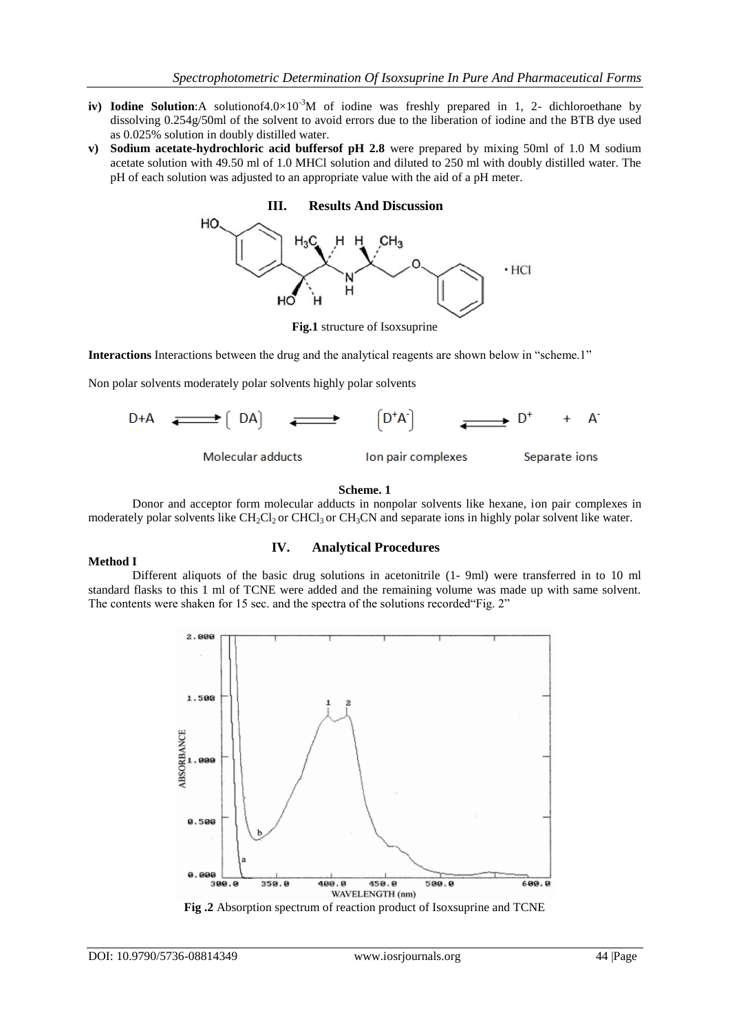- **iv) Iodine Solution**:A solutionof4.0×$10^{-3}$M of iodine was freshly prepared in 1, 2- dichloroethane by dissolving 0.254g/50ml of the solvent to avoid errors due to the liberation of iodine and the BTB dye used as 0.025% solution in doubly distilled water.
- **v) Sodium acetate-hydrochloric acid buffersof pH 2.8** were prepared by mixing 50ml of 1.0 M sodium acetate solution with 49.50 ml of 1.0 MHCl solution and diluted to 250 ml with doubly distilled water. The pH of each solution was adjusted to an appropriate value with the aid of a pH meter.

## III. Results And Discussion

**Fig.1** structure of Isoxsuprine

**Interactions** Interactions between the drug and the analytical reagents are shown below in "scheme.1"

Non polar solvents moderately polar solvents highly polar solvents

$$D + A \rightleftharpoons [DA] \rightleftharpoons [D^{+}A^{-}] \rightleftharpoons D^{+} + A^{-}$$

Molecular adducts Ion pair complexes Separate ions

**Scheme. 1**

Donor and acceptor form molecular adducts in nonpolar solvents like hexane, ion pair complexes in moderately polar solvents like $CH_2Cl_2$ or $CHCl_3$ or $CH_3CN$ and separate ions in highly polar solvent like water.

## IV. Analytical Procedures

**Method I**

Different aliquots of the basic drug solutions in acetonitrile (1- 9ml) were transferred in to 10 ml standard flasks to this 1 ml of TCNE were added and the remaining volume was made up with same solvent. The contents were shaken for 15 sec. and the spectra of the solutions recorded"Fig. 2"

**Fig .2** Absorption spectrum of reaction product of Isoxsuprine and TCNE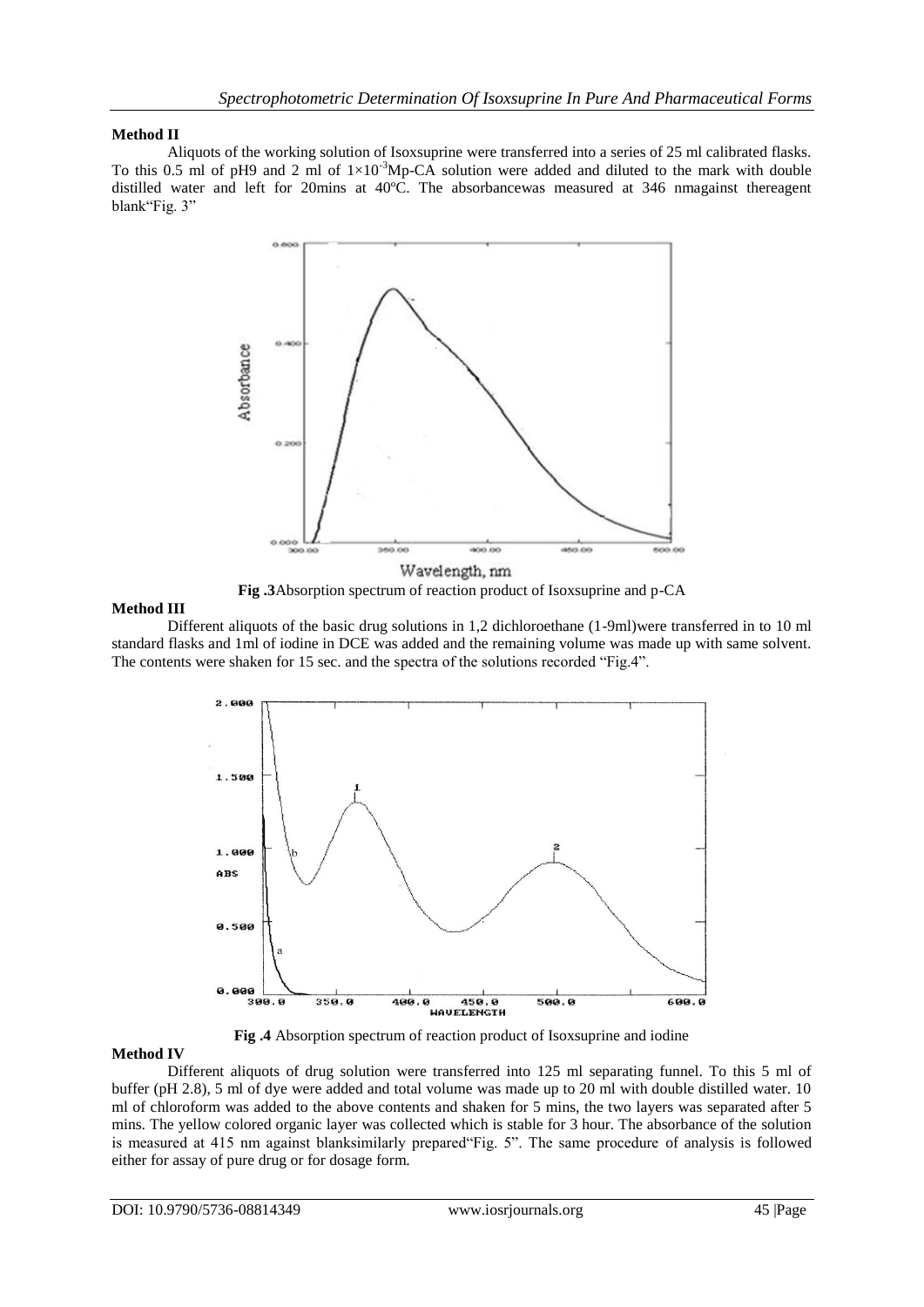**Method II**

Aliquots of the working solution of Isoxsuprine were transferred into a series of 25 ml calibrated flasks. To this 0.5 ml of pH9 and 2 ml of $1\times10^{-3}$Mp-CA solution were added and diluted to the mark with double distilled water and left for 20mins at 40ºC. The absorbancewas measured at 346 nmagainst thereagent blank"Fig. 3"

**Fig .3**Absorption spectrum of reaction product of Isoxsuprine and p-CA

**Method III**

Different aliquots of the basic drug solutions in 1,2 dichloroethane (1-9ml)were transferred in to 10 ml standard flasks and 1ml of iodine in DCE was added and the remaining volume was made up with same solvent. The contents were shaken for 15 sec. and the spectra of the solutions recorded "Fig.4".

**Fig .4** Absorption spectrum of reaction product of Isoxsuprine and iodine

**Method IV**

Different aliquots of drug solution were transferred into 125 ml separating funnel. To this 5 ml of buffer (pH 2.8), 5 ml of dye were added and total volume was made up to 20 ml with double distilled water. 10 ml of chloroform was added to the above contents and shaken for 5 mins, the two layers was separated after 5 mins. The yellow colored organic layer was collected which is stable for 3 hour. The absorbance of the solution is measured at 415 nm against blanksimilarly prepared"Fig. 5". The same procedure of analysis is followed either for assay of pure drug or for dosage form.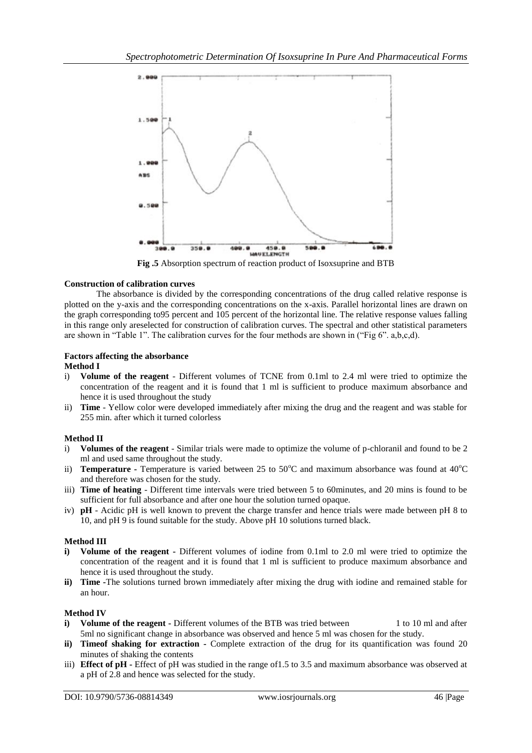**Fig .5** Absorption spectrum of reaction product of Isoxsuprine and BTB

**Construction of calibration curves**

The absorbance is divided by the corresponding concentrations of the drug called relative response is plotted on the y-axis and the corresponding concentrations on the x-axis. Parallel horizontal lines are drawn on the graph corresponding to95 percent and 105 percent of the horizontal line. The relative response values falling in this range only areselected for construction of calibration curves. The spectral and other statistical parameters are shown in "Table 1". The calibration curves for the four methods are shown in ("Fig 6". a,b,c,d).

**Factors affecting the absorbance**

**Method I**

i) **Volume of the reagent** - Different volumes of TCNE from 0.1ml to 2.4 ml were tried to optimize the concentration of the reagent and it is found that 1 ml is sufficient to produce maximum absorbance and hence it is used throughout the study
ii) **Time** - Yellow color were developed immediately after mixing the drug and the reagent and was stable for 255 min. after which it turned colorless

**Method II**

i) **Volumes of the reagent** - Similar trials were made to optimize the volume of p-chloranil and found to be 2 ml and used same throughout the study.
ii) **Temperature -** Temperature is varied between 25 to 50$^{o}$C and maximum absorbance was found at 40$^{o}$C and therefore was chosen for the study.
iii) **Time of heating** - Different time intervals were tried between 5 to 60minutes, and 20 mins is found to be sufficient for full absorbance and after one hour the solution turned opaque.
iv) **pH** - Acidic pH is well known to prevent the charge transfer and hence trials were made between pH 8 to 10, and pH 9 is found suitable for the study. Above pH 10 solutions turned black.

**Method III**

**i) Volume of the reagent -** Different volumes of iodine from 0.1ml to 2.0 ml were tried to optimize the concentration of the reagent and it is found that 1 ml is sufficient to produce maximum absorbance and hence it is used throughout the study.
**ii) Time** -The solutions turned brown immediately after mixing the drug with iodine and remained stable for an hour.

**Method IV**

**i) Volume of the reagent -** Different volumes of the BTB was tried between 1 to 10 ml and after 5ml no significant change in absorbance was observed and hence 5 ml was chosen for the study.
**ii) Timeof shaking for extraction -** Complete extraction of the drug for its quantification was found 20 minutes of shaking the contents
iii) **Effect of pH -** Effect of pH was studied in the range of1.5 to 3.5 and maximum absorbance was observed at a pH of 2.8 and hence was selected for the study.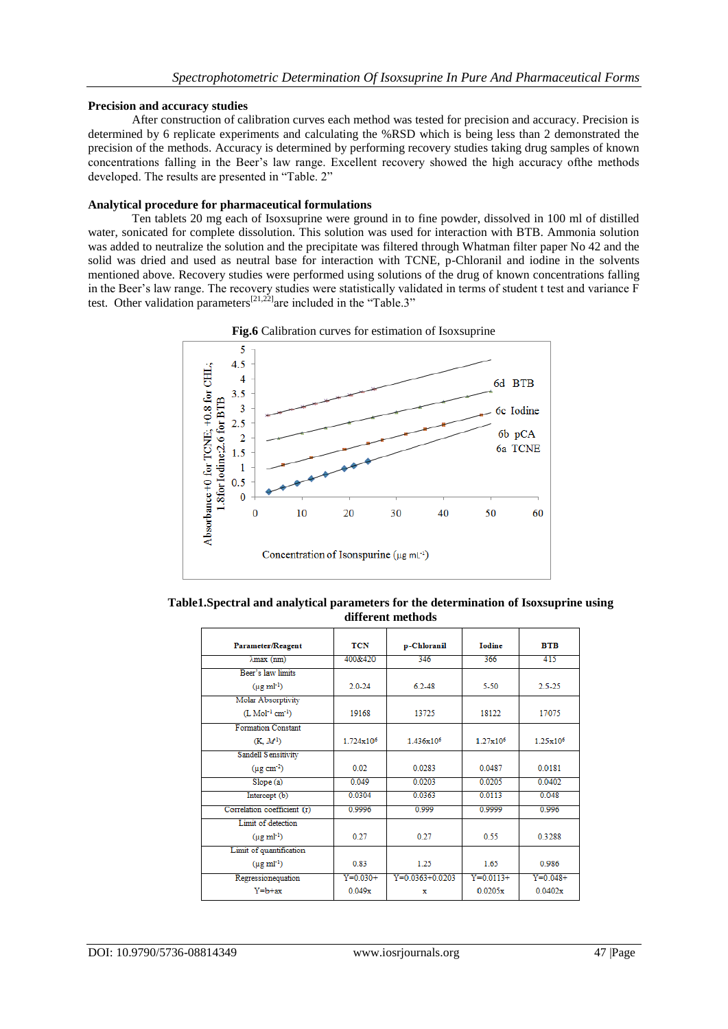### Precision and accuracy studies

After construction of calibration curves each method was tested for precision and accuracy. Precision is determined by 6 replicate experiments and calculating the %RSD which is being less than 2 demonstrated the precision of the methods. Accuracy is determined by performing recovery studies taking drug samples of known concentrations falling in the Beer's law range. Excellent recovery showed the high accuracy ofthe methods developed. The results are presented in "Table. 2"

### Analytical procedure for pharmaceutical formulations

Ten tablets 20 mg each of Isoxsuprine were ground in to fine powder, dissolved in 100 ml of distilled water, sonicated for complete dissolution. This solution was used for interaction with BTB. Ammonia solution was added to neutralize the solution and the precipitate was filtered through Whatman filter paper No 42 and the solid was dried and used as neutral base for interaction with TCNE, p-Chloranil and iodine in the solvents mentioned above. Recovery studies were performed using solutions of the drug of known concentrations falling in the Beer's law range. The recovery studies were statistically validated in terms of student t test and variance F test. Other validation parameters[21,22]are included in the "Table.3"

**Fig.6** Calibration curves for estimation of Isoxsuprine

**Table1.Spectral and analytical parameters for the determination of Isoxsuprine using different methods**

| Parameter/Reagent | TCN | p-Chloranil | Iodine | BTB |
|---|---|---|---|---|
| λmax (nm) | 400&420 | 346 | 366 | 415 |
| Beer's law limits (μg ml$^{-1}$) | 2.0-24 | 6.2-48 | 5-50 | 2.5-25 |
| Molar Absorptivity (L Mol$^{-1}$ cm$^{-1}$) | 19168 | 13725 | 18122 | 17075 |
| Formation Constant (K, $M^{-1}$) | 1.724x10$^{6}$ | 1.436x10$^{6}$ | 1.27x10$^{6}$ | 1.25x10$^{6}$ |
| Sandell Sensitivity (μg cm$^{-2}$) | 0.02 | 0.0283 | 0.0487 | 0.0181 |
| Slope (a) | 0.049 | 0.0203 | 0.0205 | 0.0402 |
| Intercept (b) | 0.0304 | 0.0363 | 0.0113 | 0.048 |
| Correlation coefficient (r) | 0.9996 | 0.999 | 0.9999 | 0.996 |
| Limit of detection (μg ml$^{-1}$) | 0.27 | 0.27 | 0.55 | 0.3288 |
| Limit of quantification (μg ml$^{-1}$) | 0.83 | 1.25 | 1.65 | 0.986 |
| Regressionequation Y=b+ax | Y=0.030+ 0.049x | Y=0.0363+0.0203 x | Y=0.0113+ 0.0205x | Y=0.048+ 0.0402x |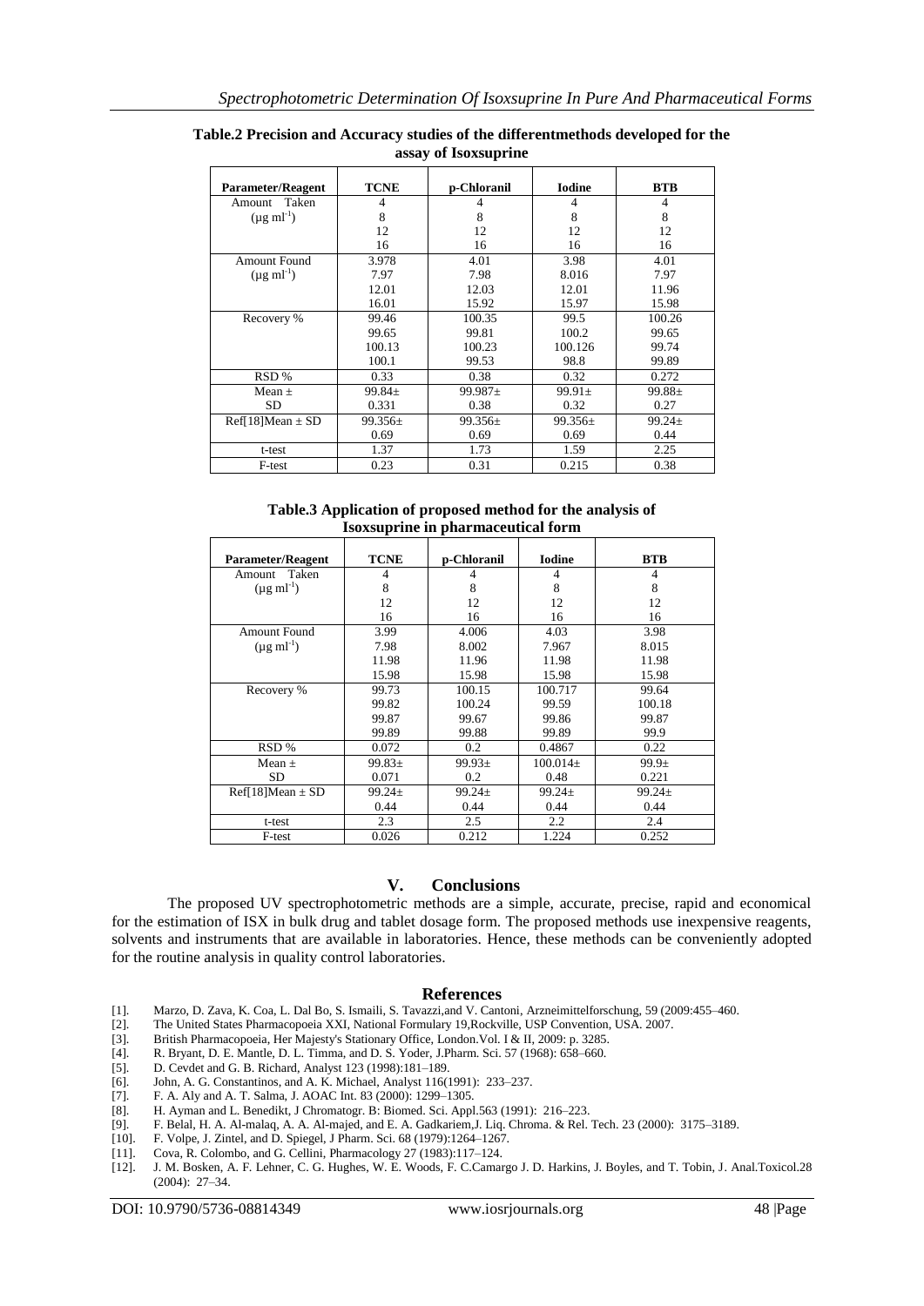**Table.2 Precision and Accuracy studies of the differentmethods developed for the assay of Isoxsuprine**

| Parameter/Reagent | TCNE | p-Chloranil | Iodine | BTB |
|---|---|---|---|---|
| Amount Taken ($\mu g\ ml^{-1}$) | 4<br>8<br>12<br>16 | 4<br>8<br>12<br>16 | 4<br>8<br>12<br>16 | 4<br>8<br>12<br>16 |
| Amount Found ($\mu g\ ml^{-1}$) | 3.978<br>7.97<br>12.01<br>16.01 | 4.01<br>7.98<br>12.03<br>15.92 | 3.98<br>8.016<br>12.01<br>15.97 | 4.01<br>7.97<br>11.96<br>15.98 |
| Recovery % | 99.46<br>99.65<br>100.13<br>100.1 | 100.35<br>99.81<br>100.23<br>99.53 | 99.5<br>100.2<br>100.126<br>98.8 | 100.26<br>99.65<br>99.74<br>99.89 |
| RSD % | 0.33 | 0.38 | 0.32 | 0.272 |
| Mean ± SD | 99.84±<br>0.331 | 99.987±<br>0.38 | 99.91±<br>0.32 | 99.88±<br>0.27 |
| Ref[18]Mean ± SD | 99.356±<br>0.69 | 99.356±<br>0.69 | 99.356±<br>0.69 | 99.24±<br>0.44 |
| t-test | 1.37 | 1.73 | 1.59 | 2.25 |
| F-test | 0.23 | 0.31 | 0.215 | 0.38 |

**Table.3 Application of proposed method for the analysis of Isoxsuprine in pharmaceutical form**

| Parameter/Reagent | TCNE | p-Chloranil | Iodine | BTB |
|---|---|---|---|---|
| Amount Taken ($\mu g\ ml^{-1}$) | 4<br>8<br>12<br>16 | 4<br>8<br>12<br>16 | 4<br>8<br>12<br>16 | 4<br>8<br>12<br>16 |
| Amount Found ($\mu g\ ml^{-1}$) | 3.99<br>7.98<br>11.98<br>15.98 | 4.006<br>8.002<br>11.96<br>15.98 | 4.03<br>7.967<br>11.98<br>15.98 | 3.98<br>8.015<br>11.98<br>15.98 |
| Recovery % | 99.73<br>99.82<br>99.87<br>99.89 | 100.15<br>100.24<br>99.67<br>99.88 | 100.717<br>99.59<br>99.86<br>99.89 | 99.64<br>100.18<br>99.87<br>99.9 |
| RSD % | 0.072 | 0.2 | 0.4867 | 0.22 |
| Mean ± SD | 99.83±<br>0.071 | 99.93±<br>0.2 | 100.014±<br>0.48 | 99.9±<br>0.221 |
| Ref[18]Mean ± SD | 99.24±<br>0.44 | 99.24±<br>0.44 | 99.24±<br>0.44 | 99.24±<br>0.44 |
| t-test | 2.3 | 2.5 | 2.2 | 2.4 |
| F-test | 0.026 | 0.212 | 1.224 | 0.252 |

## V. Conclusions

The proposed UV spectrophotometric methods are a simple, accurate, precise, rapid and economical for the estimation of ISX in bulk drug and tablet dosage form. The proposed methods use inexpensive reagents, solvents and instruments that are available in laboratories. Hence, these methods can be conveniently adopted for the routine analysis in quality control laboratories.

## References

[1]. Marzo, D. Zava, K. Coa, L. Dal Bo, S. Ismaili, S. Tavazzi,and V. Cantoni, Arzneimittelforschung, 59 (2009:455–460.

[2]. The United States Pharmacopoeia XXI, National Formulary 19,Rockville, USP Convention, USA. 2007.

[3]. British Pharmacopoeia, Her Majesty's Stationary Office, London.Vol. I & II, 2009: p. 3285.

[4]. R. Bryant, D. E. Mantle, D. L. Timma, and D. S. Yoder, J.Pharm. Sci. 57 (1968): 658–660.

[5]. D. Cevdet and G. B. Richard, Analyst 123 (1998):181–189.

[6]. John, A. G. Constantinos, and A. K. Michael, Analyst 116(1991): 233–237.

[7]. F. A. Aly and A. T. Salma, J. AOAC Int. 83 (2000): 1299–1305.

[8]. H. Ayman and L. Benedikt, J Chromatogr. B: Biomed. Sci. Appl.563 (1991): 216–223.

[9]. F. Belal, H. A. Al-malaq, A. A. Al-majed, and E. A. Gadkariem,J. Liq. Chroma. & Rel. Tech. 23 (2000): 3175–3189.

[10]. F. Volpe, J. Zintel, and D. Spiegel, J Pharm. Sci. 68 (1979):1264–1267.

[11]. Cova, R. Colombo, and G. Cellini, Pharmacology 27 (1983):117–124.

[12]. J. M. Bosken, A. F. Lehner, C. G. Hughes, W. E. Woods, F. C.Camargo J. D. Harkins, J. Boyles, and T. Tobin, J. Anal.Toxicol.28 (2004): 27–34.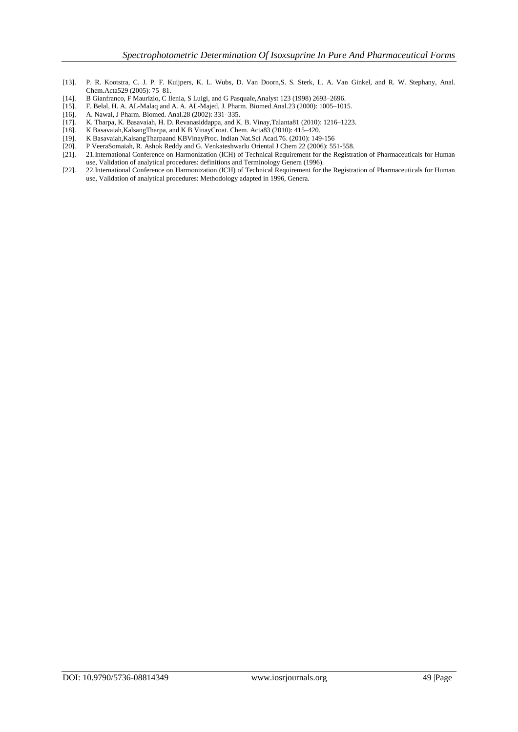[13]. P. R. Kootstra, C. J. P. F. Kuijpers, K. L. Wubs, D. Van Doorn,S. S. Sterk, L. A. Van Ginkel, and R. W. Stephany, Anal. Chem.Acta529 (2005): 75–81.

[14]. B Gianfranco, F Maurizio, C Ilenia, S Luigi, and G Pasquale,Analyst 123 (1998) 2693–2696.

[15]. F. Belal, H. A. AL-Malaq and A. A. AL-Majed, J. Pharm. Biomed.Anal.23 (2000): 1005–1015.

[16]. A. Nawal, J Pharm. Biomed. Anal.28 (2002): 331–335.

[17]. K. Tharpa, K. Basavaiah, H. D. Revanasiddappa, and K. B. Vinay,Talanta81 (2010): 1216–1223.

[18]. K Basavaiah,KalsangTharpa, and K B VinayCroat. Chem. Acta83 (2010): 415–420.

[19]. K Basavaiah,KalsangTharpaand KBVinayProc. Indian Nat.Sci Acad.76. (2010): 149-156

[20]. P VeeraSomaiah, R. Ashok Reddy and G. Venkateshwarlu Oriental J Chem 22 (2006): 551-558.

[21]. 21.International Conference on Harmonization (ICH) of Technical Requirement for the Registration of Pharmaceuticals for Human use, Validation of analytical procedures: definitions and Terminology Genera (1996).

[22]. 22.International Conference on Harmonization (ICH) of Technical Requirement for the Registration of Pharmaceuticals for Human use, Validation of analytical procedures: Methodology adapted in 1996, Genera.